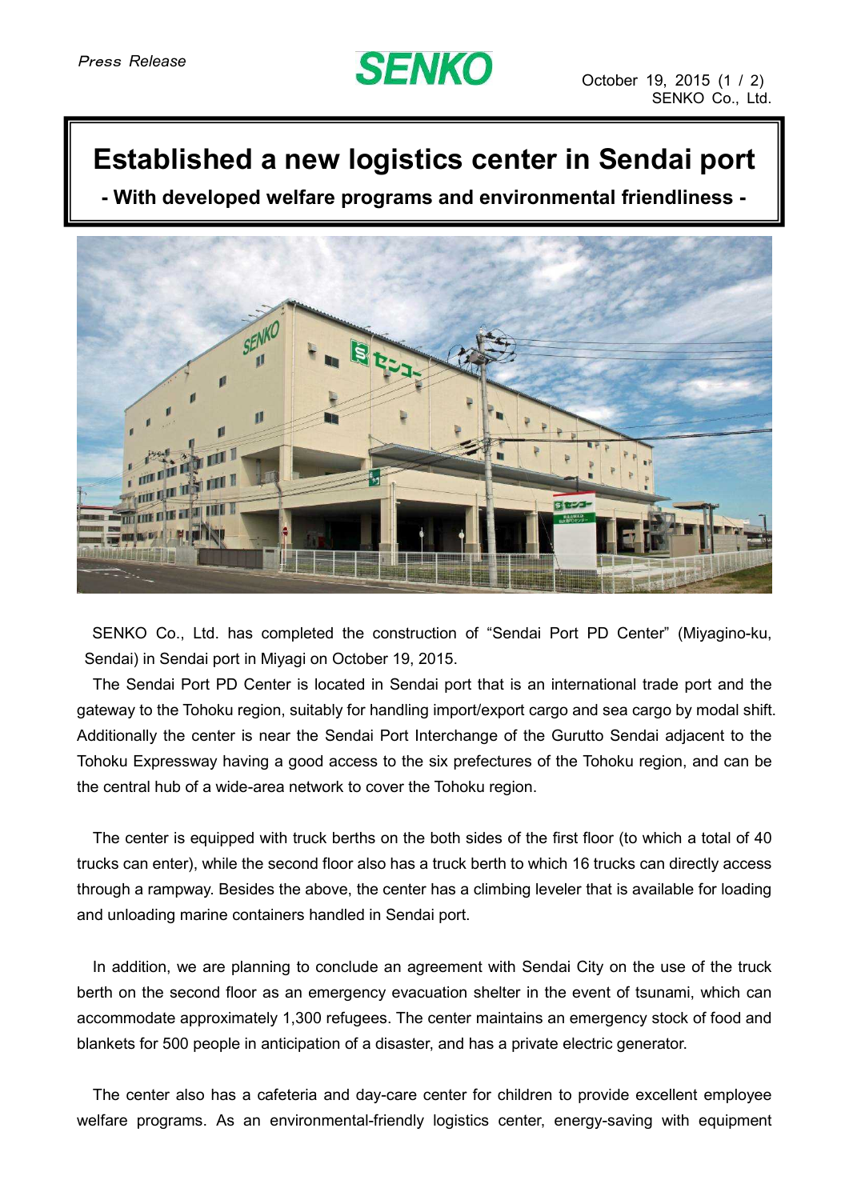*Press Release*

SENKO

October 19, 2015
SENKO Co., Ltd.

# Established a new logistics center in Sendai port

## - With developed welfare programs and environmental friendliness -

SENKO Co., Ltd. has completed the construction of “Sendai Port PD Center” (Miyagino-ku, Sendai) in Sendai port in Miyagi on October 19, 2015.

The Sendai Port PD Center is located in Sendai port that is an international trade port and the gateway to the Tohoku region, suitably for handling import/export cargo and sea cargo by modal shift. Additionally the center is near the Sendai Port Interchange of the Gurutto Sendai adjacent to the Tohoku Expressway having a good access to the six prefectures of the Tohoku region, and can be the central hub of a wide-area network to cover the Tohoku region.

The center is equipped with truck berths on the both sides of the first floor (to which a total of 40 trucks can enter), while the second floor also has a truck berth to which 16 trucks can directly access through a rampway. Besides the above, the center has a climbing leveler that is available for loading and unloading marine containers handled in Sendai port.

In addition, we are planning to conclude an agreement with Sendai City on the use of the truck berth on the second floor as an emergency evacuation shelter in the event of tsunami, which can accommodate approximately 1,300 refugees. The center maintains an emergency stock of food and blankets for 500 people in anticipation of a disaster, and has a private electric generator.

The center also has a cafeteria and day-care center for children to provide excellent employee welfare programs. As an environmental-friendly logistics center, energy-saving with equipment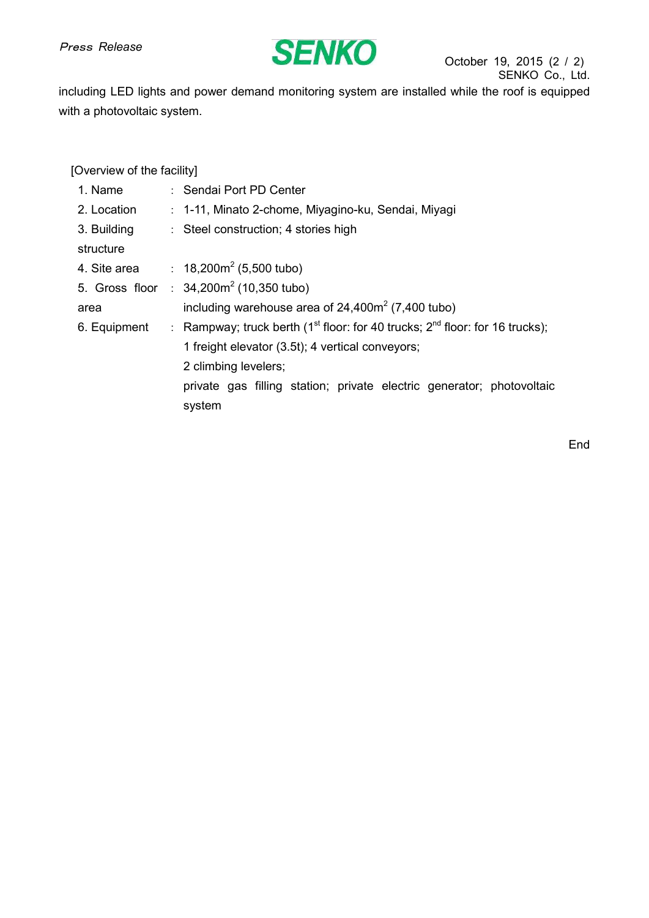including LED lights and power demand monitoring system are installed while the roof is equipped with a photovoltaic system.

[Overview of the facility]

| | | |
|---|---|---|
| 1. Name | : | Sendai Port PD Center |
| 2. Location | : | 1-11, Minato 2-chome, Miyagino-ku, Sendai, Miyagi |
| 3. Building structure | : | Steel construction; 4 stories high |
| 4. Site area | : | 18,200m$^2$ (5,500 tubo) |
| 5. Gross floor area | : | 34,200m$^2$ (10,350 tubo) including warehouse area of 24,400m$^2$ (7,400 tubo) |
| 6. Equipment | : | Rampway; truck berth (1st floor: for 40 trucks; 2nd floor: for 16 trucks); 1 freight elevator (3.5t); 4 vertical conveyors; 2 climbing levelers; private gas filling station; private electric generator; photovoltaic system |

End